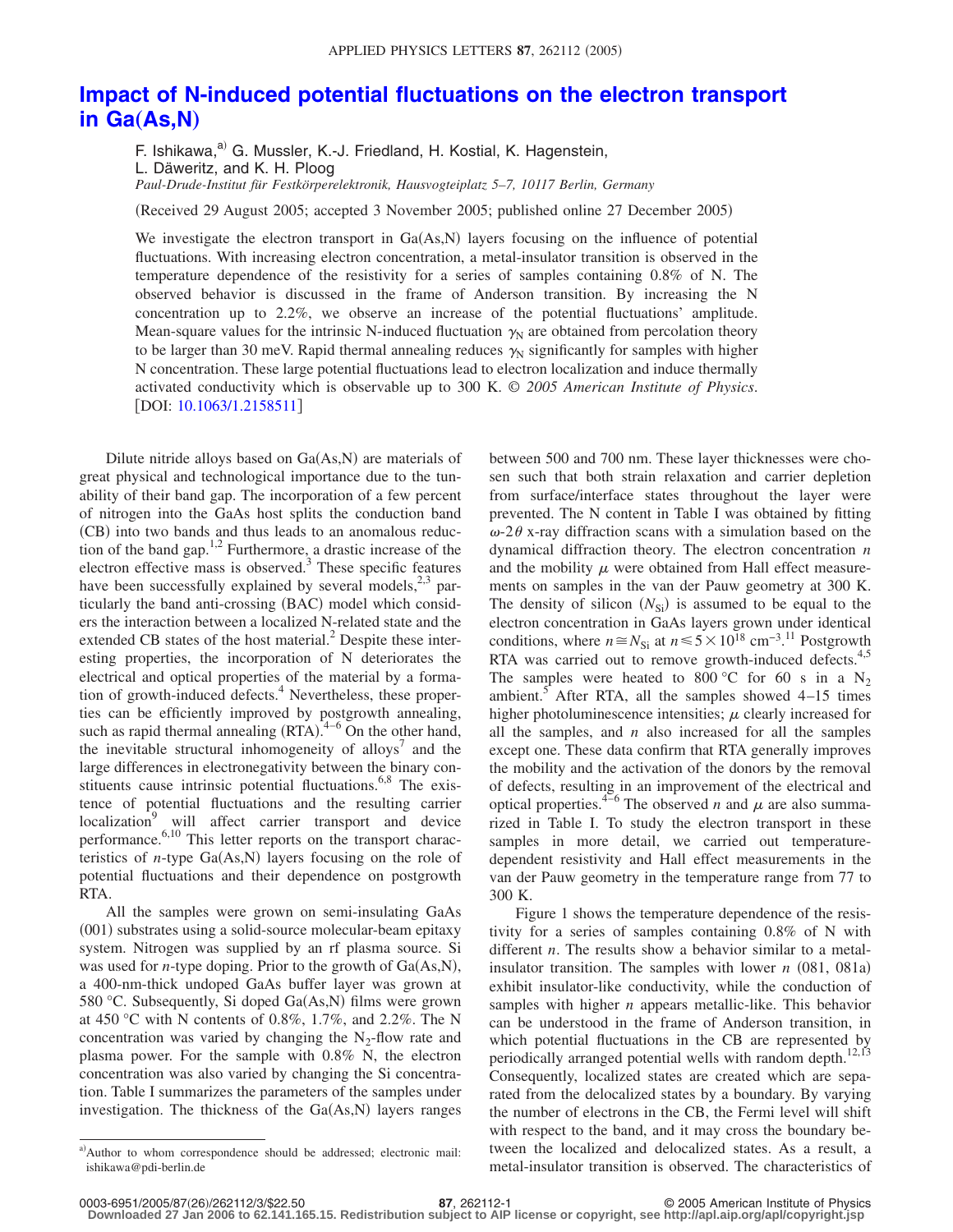# Impact of N-induced potential fluctuations on the electron transport in Ga(As,N)

F. Ishikawa,[a] G. Mussler, K.-J. Friedland, H. Kostial, K. Hagenstein, L. Däweritz, and K. H. Ploog

*Paul-Drude-Institut für Festkörperelektronik, Hausvogteiplatz 5–7, 10117 Berlin, Germany*

(Received 29 August 2005; accepted 3 November 2005; published online 27 December 2005)

We investigate the electron transport in Ga(As,N) layers focusing on the influence of potential fluctuations. With increasing electron concentration, a metal-insulator transition is observed in the temperature dependence of the resistivity for a series of samples containing 0.8% of N. The observed behavior is discussed in the frame of Anderson transition. By increasing the N concentration up to 2.2%, we observe an increase of the potential fluctuations' amplitude. Mean-square values for the intrinsic N-induced fluctuation $\gamma_N$ are obtained from percolation theory to be larger than 30 meV. Rapid thermal annealing reduces $\gamma_N$ significantly for samples with higher N concentration. These large potential fluctuations lead to electron localization and induce thermally activated conductivity which is observable up to 300 K. © *2005 American Institute of Physics*. [DOI: 10.1063/1.2158511]

Dilute nitride alloys based on Ga(As,N) are materials of great physical and technological importance due to the tunability of their band gap. The incorporation of a few percent of nitrogen into the GaAs host splits the conduction band (CB) into two bands and thus leads to an anomalous reduction of the band gap.[1,2] Furthermore, a drastic increase of the electron effective mass is observed.[3] These specific features have been successfully explained by several models,[2,3] particularly the band anti-crossing (BAC) model which considers the interaction between a localized N-related state and the extended CB states of the host material.[2] Despite these interesting properties, the incorporation of N deteriorates the electrical and optical properties of the material by a formation of growth-induced defects.[4] Nevertheless, these properties can be efficiently improved by postgrowth annealing, such as rapid thermal annealing (RTA).[4–6] On the other hand, the inevitable structural inhomogeneity of alloys[7] and the large differences in electronegativity between the binary constituents cause intrinsic potential fluctuations.[6,8] The existence of potential fluctuations and the resulting carrier localization[9] will affect carrier transport and device performance.[6,10] This letter reports on the transport characteristics of *n*-type Ga(As,N) layers focusing on the role of potential fluctuations and their dependence on postgrowth RTA.

All the samples were grown on semi-insulating GaAs (001) substrates using a solid-source molecular-beam epitaxy system. Nitrogen was supplied by an rf plasma source. Si was used for *n*-type doping. Prior to the growth of Ga(As,N), a 400-nm-thick undoped GaAs buffer layer was grown at 580 °C. Subsequently, Si doped Ga(As,N) films were grown at 450 °C with N contents of 0.8%, 1.7%, and 2.2%. The N concentration was varied by changing the $N_2$-flow rate and plasma power. For the sample with 0.8% N, the electron concentration was also varied by changing the Si concentration. Table I summarizes the parameters of the samples under investigation. The thickness of the Ga(As,N) layers ranges between 500 and 700 nm. These layer thicknesses were chosen such that both strain relaxation and carrier depletion from surface/interface states throughout the layer were prevented. The N content in Table I was obtained by fitting $\omega$-$2\theta$ x-ray diffraction scans with a simulation based on the dynamical diffraction theory. The electron concentration $n$ and the mobility $\mu$ were obtained from Hall effect measurements on samples in the van der Pauw geometry at 300 K. The density of silicon ($N_{Si}$) is assumed to be equal to the electron concentration in GaAs layers grown under identical conditions, where $n \cong N_{Si}$ at $n \leqslant 5\times10^{18}$ cm$^{-3}$.[11] Postgrowth RTA was carried out to remove growth-induced defects.[4,5] The samples were heated to 800 °C for 60 s in a $N_2$ ambient.[5] After RTA, all the samples showed 4–15 times higher photoluminescence intensities; $\mu$ clearly increased for all the samples, and $n$ also increased for all the samples except one. These data confirm that RTA generally improves the mobility and the activation of the donors by the removal of defects, resulting in an improvement of the electrical and optical properties.[4–6] The observed $n$ and $\mu$ are also summarized in Table I. To study the electron transport in these samples in more detail, we carried out temperature-dependent resistivity and Hall effect measurements in the van der Pauw geometry in the temperature range from 77 to 300 K.

Figure 1 shows the temperature dependence of the resistivity for a series of samples containing 0.8% of N with different $n$. The results show a behavior similar to a metal-insulator transition. The samples with lower $n$ (081, 081a) exhibit insulator-like conductivity, while the conduction of samples with higher $n$ appears metallic-like. This behavior can be understood in the frame of Anderson transition, in which potential fluctuations in the CB are represented by periodically arranged potential wells with random depth.[12,13] Consequently, localized states are created which are separated from the delocalized states by a boundary. By varying the number of electrons in the CB, the Fermi level will shift with respect to the band, and it may cross the boundary between the localized and delocalized states. As a result, a metal-insulator transition is observed. The characteristics of

[a] Author to whom correspondence should be addressed; electronic mail: ishikawa@pdi-berlin.de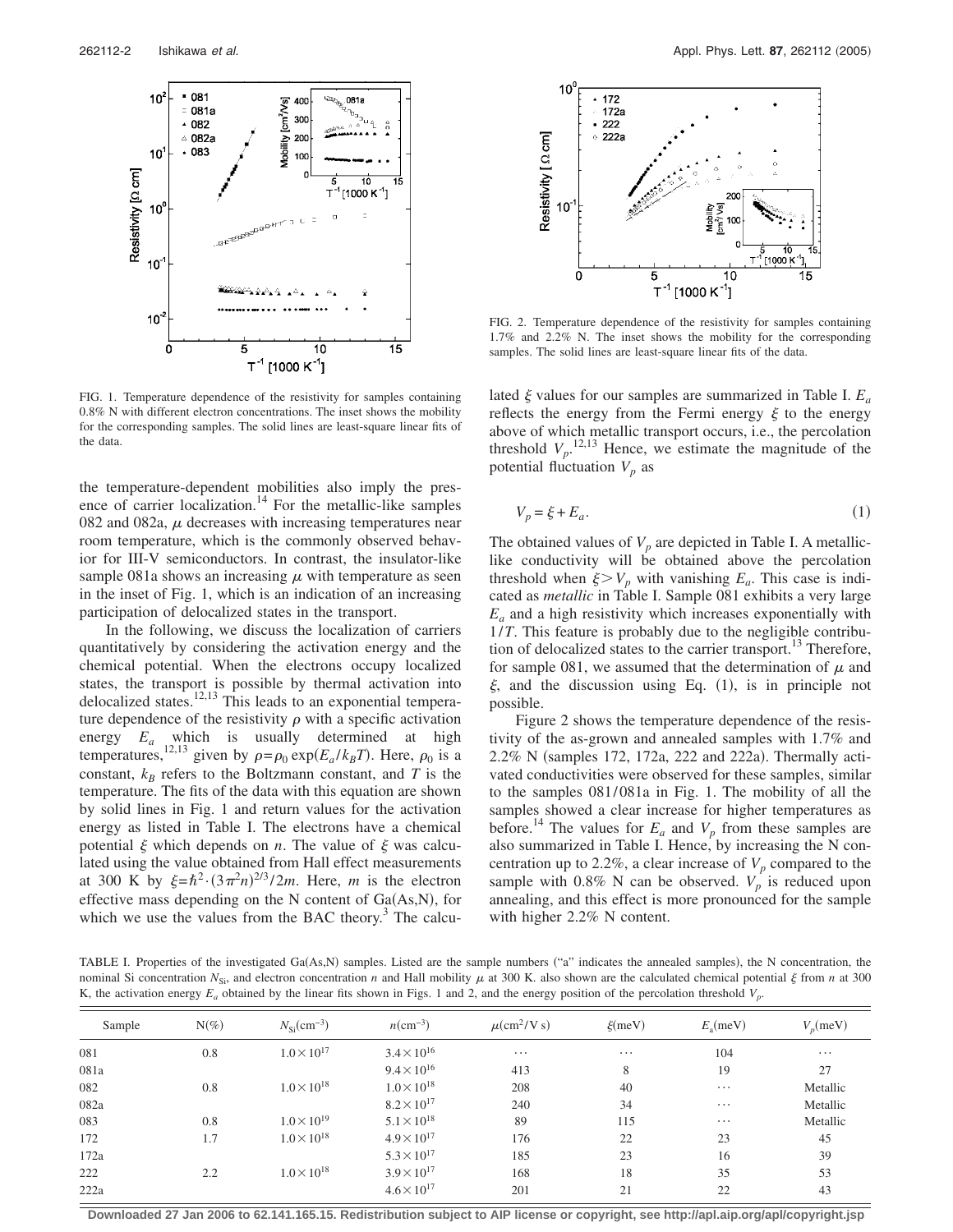FIG. 1. Temperature dependence of the resistivity for samples containing 0.8% N with different electron concentrations. The inset shows the mobility for the corresponding samples. The solid lines are least-square linear fits of the data.

the temperature-dependent mobilities also imply the presence of carrier localization.[14] For the metallic-like samples 082 and 082a, $\mu$ decreases with increasing temperatures near room temperature, which is the commonly observed behavior for III-V semiconductors. In contrast, the insulator-like sample 081a shows an increasing $\mu$ with temperature as seen in the inset of Fig. 1, which is an indication of an increasing participation of delocalized states in the transport.

In the following, we discuss the localization of carriers quantitatively by considering the activation energy and the chemical potential. When the electrons occupy localized states, the transport is possible by thermal activation into delocalized states.[12,13] This leads to an exponential temperature dependence of the resistivity $\rho$ with a specific activation energy $E_a$ which is usually determined at high temperatures,[12,13] given by $\rho=\rho_0 \exp(E_a/k_BT)$. Here, $\rho_0$ is a constant, $k_B$ refers to the Boltzmann constant, and $T$ is the temperature. The fits of the data with this equation are shown by solid lines in Fig. 1 and return values for the activation energy as listed in Table I. The electrons have a chemical potential $\xi$ which depends on $n$. The value of $\xi$ was calculated using the value obtained from Hall effect measurements at 300 K by $\xi=\hbar^2 \cdot (3\pi^2 n)^{2/3}/2m$. Here, $m$ is the electron effective mass depending on the N content of Ga(As,N), for which we use the values from the BAC theory.[3] The calculated $\xi$ values for our samples are summarized in Table I. $E_a$ reflects the energy from the Fermi energy $\xi$ to the energy above of which metallic transport occurs, i.e., the percolation threshold $V_p$.[12,13] Hence, we estimate the magnitude of the potential fluctuation $V_p$ as

$$V_p = \xi + E_a. \tag{1}$$

The obtained values of $V_p$ are depicted in Table I. A metallic-like conductivity will be obtained above the percolation threshold when $\xi > V_p$ with vanishing $E_a$. This case is indicated as *metallic* in Table I. Sample 081 exhibits a very large $E_a$ and a high resistivity which increases exponentially with $1/T$. This feature is probably due to the negligible contribution of delocalized states to the carrier transport.[13] Therefore, for sample 081, we assumed that the determination of $\mu$ and $\xi$, and the discussion using Eq. (1), is in principle not possible.

FIG. 2. Temperature dependence of the resistivity for samples containing 1.7% and 2.2% N. The inset shows the mobility for the corresponding samples. The solid lines are least-square linear fits of the data.

Figure 2 shows the temperature dependence of the resistivity of the as-grown and annealed samples with 1.7% and 2.2% N (samples 172, 172a, 222 and 222a). Thermally activated conductivities were observed for these samples, similar to the samples 081/081a in Fig. 1. The mobility of all the samples showed a clear increase for higher temperatures as before.[14] The values for $E_a$ and $V_p$ from these samples are also summarized in Table I. Hence, by increasing the N concentration up to 2.2%, a clear increase of $V_p$ compared to the sample with 0.8% N can be observed. $V_p$ is reduced upon annealing, and this effect is more pronounced for the sample with higher 2.2% N content.

TABLE I. Properties of the investigated Ga(As,N) samples. Listed are the sample numbers ("a" indicates the annealed samples), the N concentration, the nominal Si concentration $N_{Si}$, and electron concentration $n$ and Hall mobility $\mu$ at 300 K. also shown are the calculated chemical potential $\xi$ from $n$ at 300 K, the activation energy $E_a$ obtained by the linear fits shown in Figs. 1 and 2, and the energy position of the percolation threshold $V_p$.

| Sample | N(%) | $N_{Si}$(cm$^{-3}$) | $n$(cm$^{-3}$) | $\mu$(cm$^2$/V s) | $\xi$(meV) | $E_a$(meV) | $V_p$(meV) |
|---|---|---|---|---|---|---|---|
| 081 | 0.8 | $1.0\times10^{17}$ | $3.4\times10^{16}$ | ⋯ | ⋯ | 104 | ⋯ |
| 081a | | | $9.4\times10^{16}$ | 413 | 8 | 19 | 27 |
| 082 | 0.8 | $1.0\times10^{18}$ | $1.0\times10^{18}$ | 208 | 40 | ⋯ | Metallic |
| 082a | | | $8.2\times10^{17}$ | 240 | 34 | ⋯ | Metallic |
| 083 | 0.8 | $1.0\times10^{19}$ | $5.1\times10^{18}$ | 89 | 115 | ⋯ | Metallic |
| 172 | 1.7 | $1.0\times10^{18}$ | $4.9\times10^{17}$ | 176 | 22 | 23 | 45 |
| 172a | | | $5.3\times10^{17}$ | 185 | 23 | 16 | 39 |
| 222 | 2.2 | $1.0\times10^{18}$ | $3.9\times10^{17}$ | 168 | 18 | 35 | 53 |
| 222a | | | $4.6\times10^{17}$ | 201 | 21 | 22 | 43 |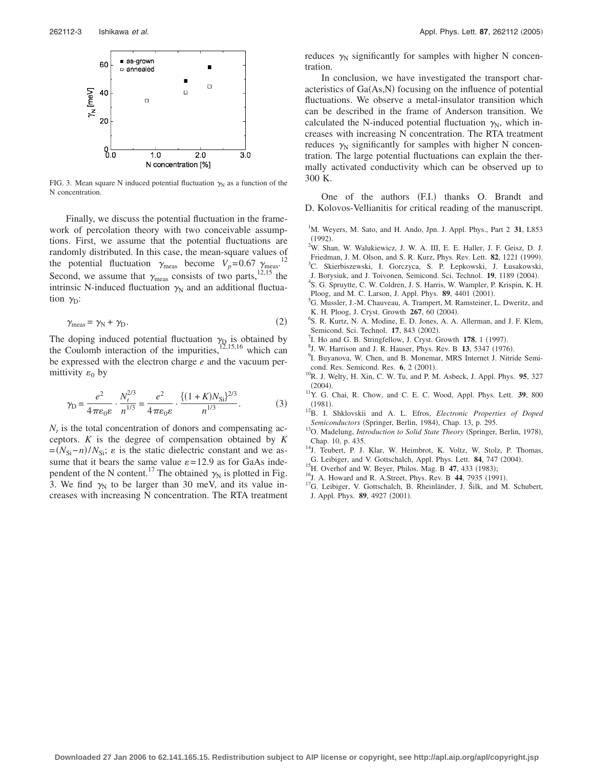■ as-grown
□ annealed

$\gamma_N$ [meV]

0
20
40
60

0.0
1.0
2.0
3.0

N concentration [%]

FIG. 3. Mean square N induced potential fluctuation $\gamma_N$ as a function of the N concentration.

Finally, we discuss the potential fluctuation in the framework of percolation theory with two conceivable assumptions. First, we assume that the potential fluctuations are randomly distributed. In this case, the mean-square values of the potential fluctuation $\gamma_{meas}$ become $V_p = 0.67\ \gamma_{meas}$.[12] Second, we assume that $\gamma_{meas}$ consists of two parts,[12,15] the intrinsic N-induced fluctuation $\gamma_N$ and an additional fluctuation $\gamma_D$:

$$\gamma_{meas} = \gamma_N + \gamma_D. \tag{2}$$

The doping induced potential fluctuation $\gamma_D$ is obtained by the Coulomb interaction of the impurities,[12,15,16] which can be expressed with the electron charge $e$ and the vacuum permittivity $\varepsilon_0$ by

$$\gamma_D = \frac{e^2}{4\pi\varepsilon_0\varepsilon} \cdot \frac{N_t^{2/3}}{n^{1/3}} = \frac{e^2}{4\pi\varepsilon_0\varepsilon} \cdot \frac{\{(1+K)N_{Si}\}^{2/3}}{n^{1/3}}. \tag{3}$$

$N_t$ is the total concentration of donors and compensating acceptors. $K$ is the degree of compensation obtained by $K = (N_{Si} - n)/N_{Si}$; $\varepsilon$ is the static dielectric constant and we assume that it bears the same value $\varepsilon = 12.9$ as for GaAs independent of the N content.[17] The obtained $\gamma_N$ is plotted in Fig. 3. We find $\gamma_N$ to be larger than 30 meV, and its value increases with increasing N concentration. The RTA treatment reduces $\gamma_N$ significantly for samples with higher N concentration.

In conclusion, we have investigated the transport characteristics of Ga(As,N) focusing on the influence of potential fluctuations. We observe a metal-insulator transition which can be described in the frame of Anderson transition. We calculated the N-induced potential fluctuation $\gamma_N$, which increases with increasing N concentration. The RTA treatment reduces $\gamma_N$ significantly for samples with higher N concentration. The large potential fluctuations can explain the thermally activated conductivity which can be observed up to 300 K.

One of the authors (F.I.) thanks O. Brandt and D. Kolovos-Vellianitis for critical reading of the manuscript.

1. M. Weyers, M. Sato, and H. Ando, Jpn. J. Appl. Phys., Part 2 **31**, L853 (1992).
2. W. Shan, W. Walukiewicz, J. W. A. III, E. E. Haller, J. F. Geisz, D. J. Friedman, J. M. Olson, and S. R. Kurz, Phys. Rev. Lett. **82**, 1221 (1999).
3. C. Skierbiszewski, I. Gorczyca, S. P. Łepkowski, J. Łusakowski, J. Borysiuk, and J. Toivonen, Semicond. Sci. Technol. **19**, 1189 (2004).
4. S. G. Spruytte, C. W. Coldren, J. S. Harris, W. Wampler, P. Krispin, K. H. Ploog, and M. C. Larson, J. Appl. Phys. **89**, 4401 (2001).
5. G. Mussler, J.-M. Chauveau, A. Trampert, M. Ramsteiner, L. Dweritz, and K. H. Ploog, J. Cryst. Growth **267**, 60 (2004).
6. S. R. Kurtz, N. A. Modine, E. D. Jones, A. A. Allerman, and J. F. Klem, Semicond. Sci. Technol. **17**, 843 (2002).
7. I. Ho and G. B. Stringfellow, J. Cryst. Growth **178**, 1 (1997).
8. J. W. Harrison and J. R. Hauser, Phys. Rev. B **13**, 5347 (1976).
9. I. Buyanova, W. Chen, and B. Monemar, MRS Internet J. Nitride Semicond. Res. Semicond. Res. **6**, 2 (2001).
10. R. J. Welty, H. Xin, C. W. Tu, and P. M. Asbeck, J. Appl. Phys. **95**, 327 (2004).
11. Y. G. Chai, R. Chow, and C. E. C. Wood, Appl. Phys. Lett. **39**, 800 (1981).
12. B. I. Shklovskii and A. L. Efros, *Electronic Properties of Doped Semiconductors* (Springer, Berlin, 1984), Chap. 13, p. 295.
13. O. Madelung, *Introduction to Solid State Theory* (Springer, Berlin, 1978), Chap. 10, p. 435.
14. J. Teubert, P. J. Klar, W. Heimbrot, K. Voltz, W. Stolz, P. Thomas, G. Leibiger, and V. Gottschalch, Appl. Phys. Lett. **84**, 747 (2004).
15. H. Overhof and W. Beyer, Philos. Mag. B **47**, 433 (1983);
16. J. A. Howard and R. A.Street, Phys. Rev. B **44**, 7935 (1991).
17. G. Leibiger, V. Gottschalch, B. Rheinländer, J. Šik, and M. Schubert, J. Appl. Phys. **89**, 4927 (2001).